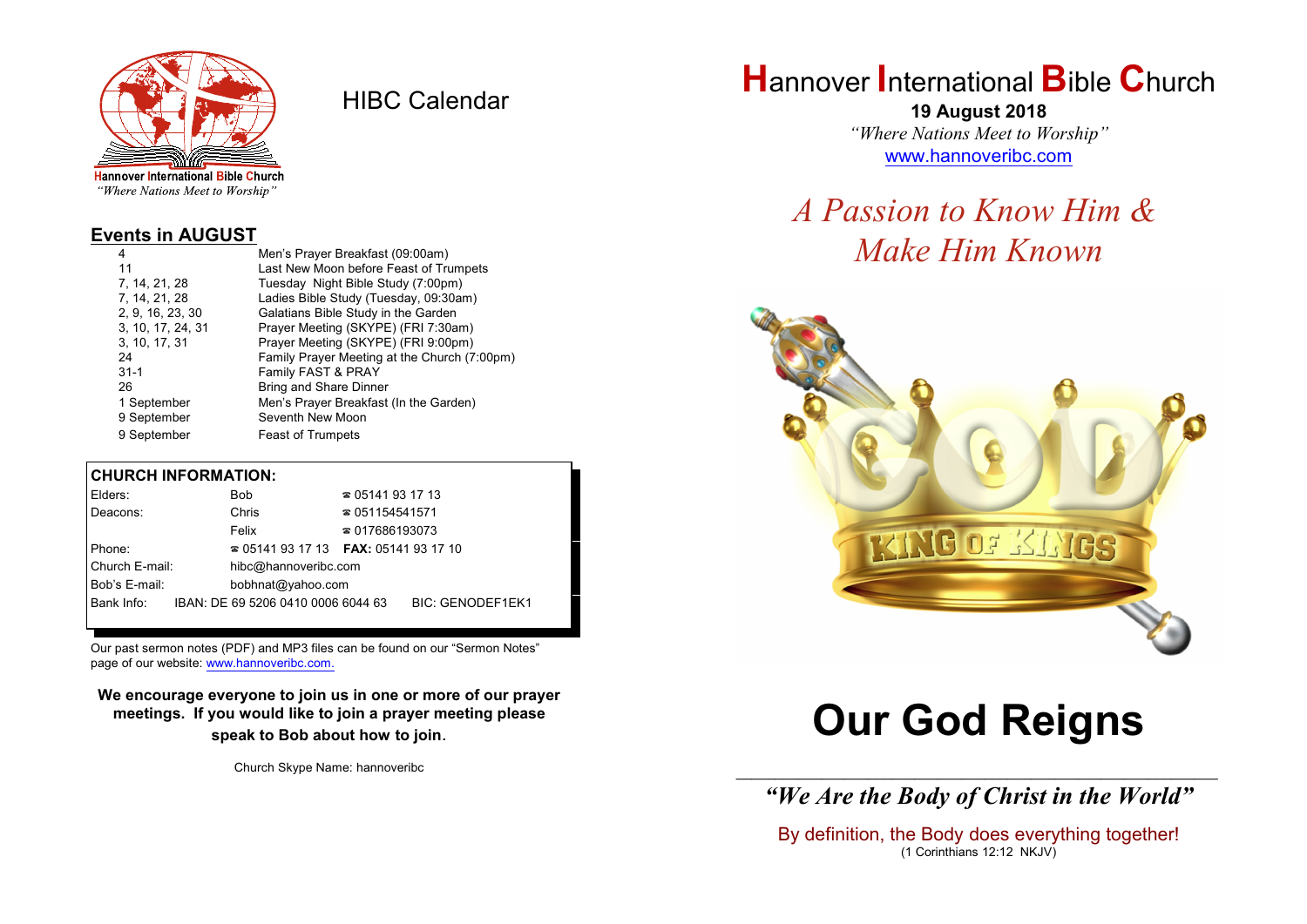Hannover International Bible Church
*"Where Nations Meet to Worship"*

# HIBC Calendar

## Events in AUGUST

| | |
|---|---|
| 4 | Men's Prayer Breakfast (09:00am) |
| 11 | Last New Moon before Feast of Trumpets |
| 7, 14, 21, 28 | Tuesday Night Bible Study (7:00pm) |
| 7, 14, 21, 28 | Ladies Bible Study (Tuesday, 09:30am) |
| 2, 9, 16, 23, 30 | Galatians Bible Study in the Garden |
| 3, 10, 17, 24, 31 | Prayer Meeting (SKYPE) (FRI 7:30am) |
| 3, 10, 17, 31 | Prayer Meeting (SKYPE) (FRI 9:00pm) |
| 24 | Family Prayer Meeting at the Church (7:00pm) |
| 31-1 | Family FAST & PRAY |
| 26 | Bring and Share Dinner |
| 1 September | Men's Prayer Breakfast (In the Garden) |
| 9 September | Seventh New Moon |
| 9 September | Feast of Trumpets |

## CHURCH INFORMATION:

| | | |
|---|---|---|
| Elders: | Bob | ☎ 05141 93 17 13 |
| Deacons: | Chris | ☎ 051154541571 |
| | Felix | ☎ 017686193073 |
| Phone: | ☎ 05141 93 17 13 | **FAX:** 05141 93 17 10 |
| Church E-mail: | hibc@hannoveribc.com | |
| Bob's E-mail: | bobhnat@yahoo.com | |
| Bank Info: | IBAN: DE 69 5206 0410 0006 6044 63 | BIC: GENODEF1EK1 |

Our past sermon notes (PDF) and MP3 files can be found on our "Sermon Notes" page of our website: www.hannoveribc.com.

**We encourage everyone to join us in one or more of our prayer meetings. If you would like to join a prayer meeting please speak to Bob about how to join.**

Church Skype Name: hannoveribc

# Hannover International Bible Church

**19 August 2018**

*"Where Nations Meet to Worship"*

www.hannoveribc.com

## *A Passion to Know Him & Make Him Known*

# Our God Reigns

---

***"We Are the Body of Christ in the World"***

By definition, the Body does everything together!
(1 Corinthians 12:12 NKJV)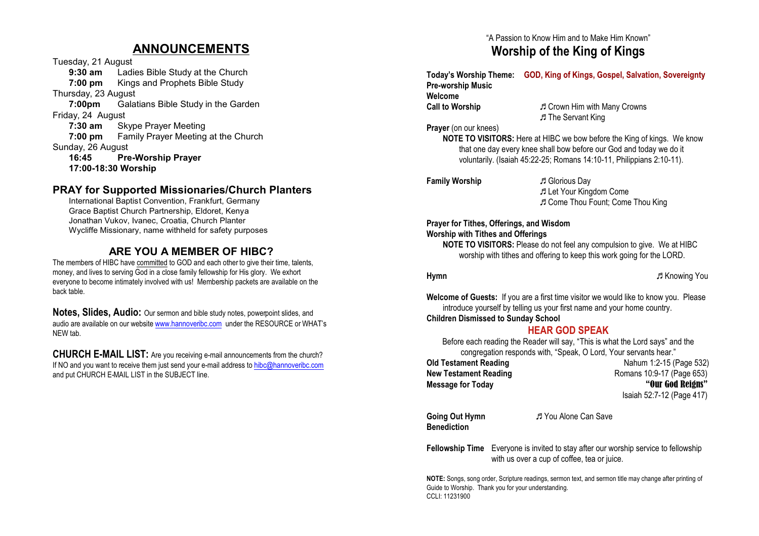## ANNOUNCEMENTS

Tuesday, 21 August
**9:30 am** Ladies Bible Study at the Church
**7:00 pm** Kings and Prophets Bible Study

Thursday, 23 August
**7:00pm** Galatians Bible Study in the Garden

Friday, 24 August
**7:30 am** Skype Prayer Meeting
**7:00 pm** Family Prayer Meeting at the Church

Sunday, 26 August
**16:45 Pre-Worship Prayer**
**17:00-18:30 Worship**

### PRAY for Supported Missionaries/Church Planters

International Baptist Convention, Frankfurt, Germany
Grace Baptist Church Partnership, Eldoret, Kenya
Jonathan Vukov, Ivanec, Croatia, Church Planter
Wycliffe Missionary, name withheld for safety purposes

### ARE YOU A MEMBER OF HIBC?

The members of HIBC have committed to GOD and each other to give their time, talents, money, and lives to serving God in a close family fellowship for His glory. We exhort everyone to become intimately involved with us! Membership packets are available on the back table.

**Notes, Slides, Audio:** Our sermon and bible study notes, powerpoint slides, and audio are available on our website www.hannoveribc.com under the RESOURCE or WHAT's NEW tab.

**CHURCH E-MAIL LIST:** Are you receiving e-mail announcements from the church? If NO and you want to receive them just send your e-mail address to hibc@hannoveribc.com and put CHURCH E-MAIL LIST in the SUBJECT line.

"A Passion to Know Him and to Make Him Known"

## Worship of the King of Kings

**Today's Worship Theme:** **GOD, King of Kings, Gospel, Salvation, Sovereignty**

**Pre-worship Music**

**Welcome**

**Call to Worship** ♬ Crown Him with Many Crowns
♬ The Servant King

**Prayer** (on our knees)

**NOTE TO VISITORS:** Here at HIBC we bow before the King of kings. We know that one day every knee shall bow before our God and today we do it voluntarily. (Isaiah 45:22-25; Romans 14:10-11, Philippians 2:10-11).

**Family Worship** ♬ Glorious Day
♬ Let Your Kingdom Come
♬ Come Thou Fount; Come Thou King

**Prayer for Tithes, Offerings, and Wisdom**

**Worship with Tithes and Offerings**

**NOTE TO VISITORS:** Please do not feel any compulsion to give. We at HIBC worship with tithes and offering to keep this work going for the LORD.

**Hymn** ♬ Knowing You

**Welcome of Guests:** If you are a first time visitor we would like to know you. Please introduce yourself by telling us your first name and your home country.

**Children Dismissed to Sunday School**

### HEAR GOD SPEAK

Before each reading the Reader will say, "This is what the Lord says" and the congregation responds with, "Speak, O Lord, Your servants hear."

**Old Testament Reading** Nahum 1:2-15 (Page 532)

**New Testament Reading** Romans 10:9-17 (Page 653)

**Message for Today** **"Our God Reigns"**
Isaiah 52:7-12 (Page 417)

**Going Out Hymn** ♬ You Alone Can Save

**Benediction**

**Fellowship Time** Everyone is invited to stay after our worship service to fellowship with us over a cup of coffee, tea or juice.

**NOTE:** Songs, song order, Scripture readings, sermon text, and sermon title may change after printing of Guide to Worship. Thank you for your understanding.
CCLI: 11231900